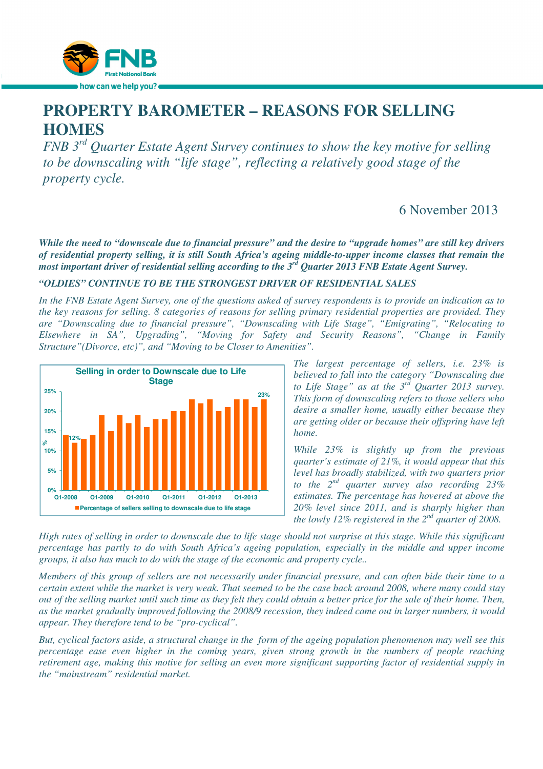# PROPERTY BAROMETER – REASONS FOR SELLING HOMES

*FNB 3rd Quarter Estate Agent Survey continues to show the key motive for selling to be downscaling with "life stage", reflecting a relatively good stage of the property cycle.*

6 November 2013

***While the need to "downscale due to financial pressure" and the desire to "upgrade homes" are still key drivers of residential property selling, it is still South Africa's ageing middle-to-upper income classes that remain the most important driver of residential selling according to the 3rd Quarter 2013 FNB Estate Agent Survey.***

***"OLDIES" CONTINUE TO BE THE STRONGEST DRIVER OF RESIDENTIAL SALES***

*In the FNB Estate Agent Survey, one of the questions asked of survey respondents is to provide an indication as to the key reasons for selling. 8 categories of reasons for selling primary residential properties are provided. They are "Downscaling due to financial pressure", "Downscaling with Life Stage", "Emigrating", "Relocating to Elsewhere in SA", Upgrading", "Moving for Safety and Security Reasons", "Change in Family Structure"(Divorce, etc)", and "Moving to be Closer to Amenities".*

*The largest percentage of sellers, i.e. 23% is believed to fall into the category "Downscaling due to Life Stage" as at the 3rd Quarter 2013 survey. This form of downscaling refers to those sellers who desire a smaller home, usually either because they are getting older or because their offspring have left home.*

*While 23% is slightly up from the previous quarter's estimate of 21%, it would appear that this level has broadly stabilized, with two quarters prior to the 2nd quarter survey also recording 23% estimates. The percentage has hovered at above the 20% level since 2011, and is sharply higher than the lowly 12% registered in the 2nd quarter of 2008.*

*High rates of selling in order to downscale due to life stage should not surprise at this stage. While this significant percentage has partly to do with South Africa's ageing population, especially in the middle and upper income groups, it also has much to do with the stage of the economic and property cycle..*

*Members of this group of sellers are not necessarily under financial pressure, and can often bide their time to a certain extent while the market is very weak. That seemed to be the case back around 2008, where many could stay out of the selling market until such time as they felt they could obtain a better price for the sale of their home. Then, as the market gradually improved following the 2008/9 recession, they indeed came out in larger numbers, it would appear. They therefore tend to be "pro-cyclical".*

*But, cyclical factors aside, a structural change in the form of the ageing population phenomenon may well see this percentage ease even higher in the coming years, given strong growth in the numbers of people reaching retirement age, making this motive for selling an even more significant supporting factor of residential supply in the "mainstream" residential market.*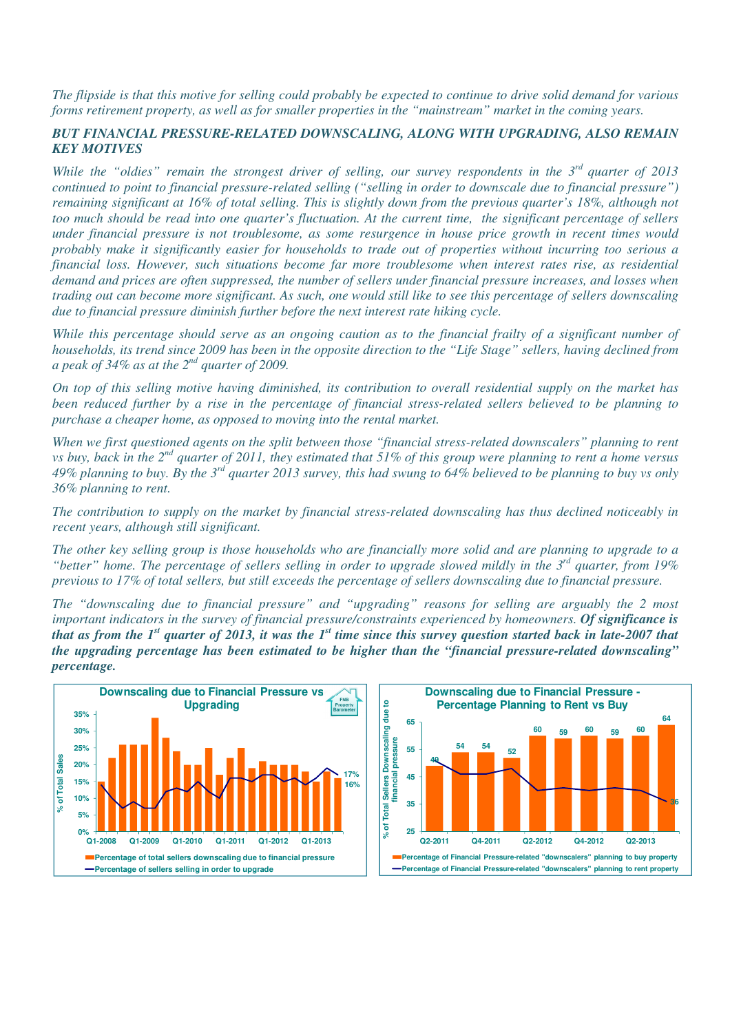*The flipside is that this motive for selling could probably be expected to continue to drive solid demand for various forms retirement property, as well as for smaller properties in the "mainstream" market in the coming years.*

***BUT FINANCIAL PRESSURE-RELATED DOWNSCALING, ALONG WITH UPGRADING, ALSO REMAIN KEY MOTIVES***

*While the "oldies" remain the strongest driver of selling, our survey respondents in the 3rd quarter of 2013 continued to point to financial pressure-related selling ("selling in order to downscale due to financial pressure") remaining significant at 16% of total selling. This is slightly down from the previous quarter's 18%, although not too much should be read into one quarter's fluctuation. At the current time, the significant percentage of sellers under financial pressure is not troublesome, as some resurgence in house price growth in recent times would probably make it significantly easier for households to trade out of properties without incurring too serious a financial loss. However, such situations become far more troublesome when interest rates rise, as residential demand and prices are often suppressed, the number of sellers under financial pressure increases, and losses when trading out can become more significant. As such, one would still like to see this percentage of sellers downscaling due to financial pressure diminish further before the next interest rate hiking cycle.*

*While this percentage should serve as an ongoing caution as to the financial frailty of a significant number of households, its trend since 2009 has been in the opposite direction to the "Life Stage" sellers, having declined from a peak of 34% as at the 2nd quarter of 2009.*

*On top of this selling motive having diminished, its contribution to overall residential supply on the market has been reduced further by a rise in the percentage of financial stress-related sellers believed to be planning to purchase a cheaper home, as opposed to moving into the rental market.*

*When we first questioned agents on the split between those "financial stress-related downscalers" planning to rent vs buy, back in the 2nd quarter of 2011, they estimated that 51% of this group were planning to rent a home versus 49% planning to buy. By the 3rd quarter 2013 survey, this had swung to 64% believed to be planning to buy vs only 36% planning to rent.*

*The contribution to supply on the market by financial stress-related downscaling has thus declined noticeably in recent years, although still significant.*

*The other key selling group is those households who are financially more solid and are planning to upgrade to a "better" home. The percentage of sellers selling in order to upgrade slowed mildly in the 3rd quarter, from 19% previous to 17% of total sellers, but still exceeds the percentage of sellers downscaling due to financial pressure.*

*The "downscaling due to financial pressure" and "upgrading" reasons for selling are arguably the 2 most important indicators in the survey of financial pressure/constraints experienced by homeowners.* ***Of significance is that as from the 1st quarter of 2013, it was the 1st time since this survey question started back in late-2007 that the upgrading percentage has been estimated to be higher than the "financial pressure-related downscaling" percentage.***

**Downscaling due to Financial Pressure vs Upgrading**

- Percentage of total sellers downscaling due to financial pressure (16% latest)
- Percentage of sellers selling in order to upgrade (17% latest)

**Downscaling due to Financial Pressure - Percentage Planning to Rent vs Buy**

| Quarter | Q2-2011 | Q3-2011 | Q4-2011 | Q1-2012 | Q2-2012 | Q3-2012 | Q4-2012 | Q1-2013 | Q2-2013 | Q3-2013 |
|---|---|---|---|---|---|---|---|---|---|---|
| Planning to buy property | 49 | 54 | 54 | 52 | 60 | 59 | 60 | 59 | 60 | 64 |
| Planning to rent property | | | | | | | | | | 36 |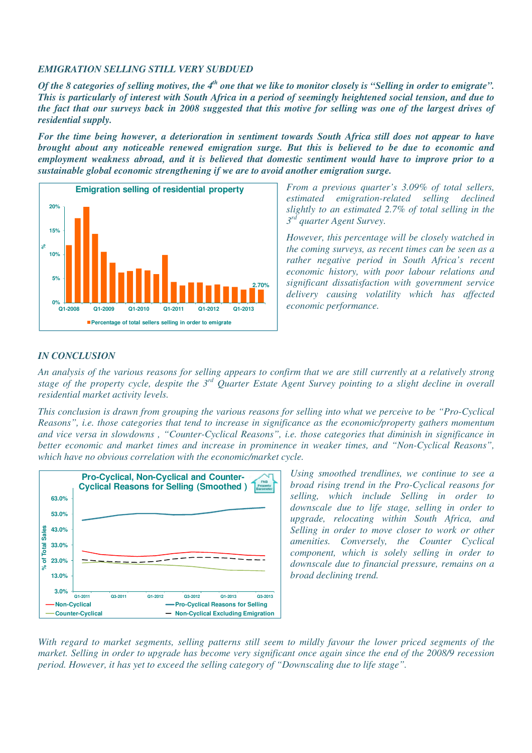*EMIGRATION SELLING STILL VERY SUBDUED*

***Of the 8 categories of selling motives, the 4th one that we like to monitor closely is "Selling in order to emigrate". This is particularly of interest with South Africa in a period of seemingly heightened social tension, and due to the fact that our surveys back in 2008 suggested that this motive for selling was one of the largest drives of residential supply.***

***For the time being however, a deterioration in sentiment towards South Africa still does not appear to have brought about any noticeable renewed emigration surge. But this is believed to be due to economic and employment weakness abroad, and it is believed that domestic sentiment would have to improve prior to a sustainable global economic strengthening if we are to avoid another emigration surge.***

*From a previous quarter's 3.09% of total sellers, estimated emigration-related selling declined slightly to an estimated 2.7% of total selling in the 3rd quarter Agent Survey.*

*However, this percentage will be closely watched in the coming surveys, as recent times can be seen as a rather negative period in South Africa's recent economic history, with poor labour relations and significant dissatisfaction with government service delivery causing volatility which has affected economic performance.*

*IN CONCLUSION*

*An analysis of the various reasons for selling appears to confirm that we are still currently at a relatively strong stage of the property cycle, despite the 3rd Quarter Estate Agent Survey pointing to a slight decline in overall residential market activity levels.*

*This conclusion is drawn from grouping the various reasons for selling into what we perceive to be "Pro-Cyclical Reasons", i.e. those categories that tend to increase in significance as the economic/property gathers momentum and vice versa in slowdowns , "Counter-Cyclical Reasons", i.e. those categories that diminish in significance in better economic and market times and increase in prominence in weaker times, and "Non-Cyclical Reasons", which have no obvious correlation with the economic/market cycle.*

*Using smoothed trendlines, we continue to see a broad rising trend in the Pro-Cyclical reasons for selling, which include Selling in order to downscale due to life stage, selling in order to upgrade, relocating within South Africa, and Selling in order to move closer to work or other amenities. Conversely, the Counter Cyclical component, which is solely selling in order to downscale due to financial pressure, remains on a broad declining trend.*

*With regard to market segments, selling patterns still seem to mildly favour the lower priced segments of the market. Selling in order to upgrade has become very significant once again since the end of the 2008/9 recession period. However, it has yet to exceed the selling category of "Downscaling due to life stage".*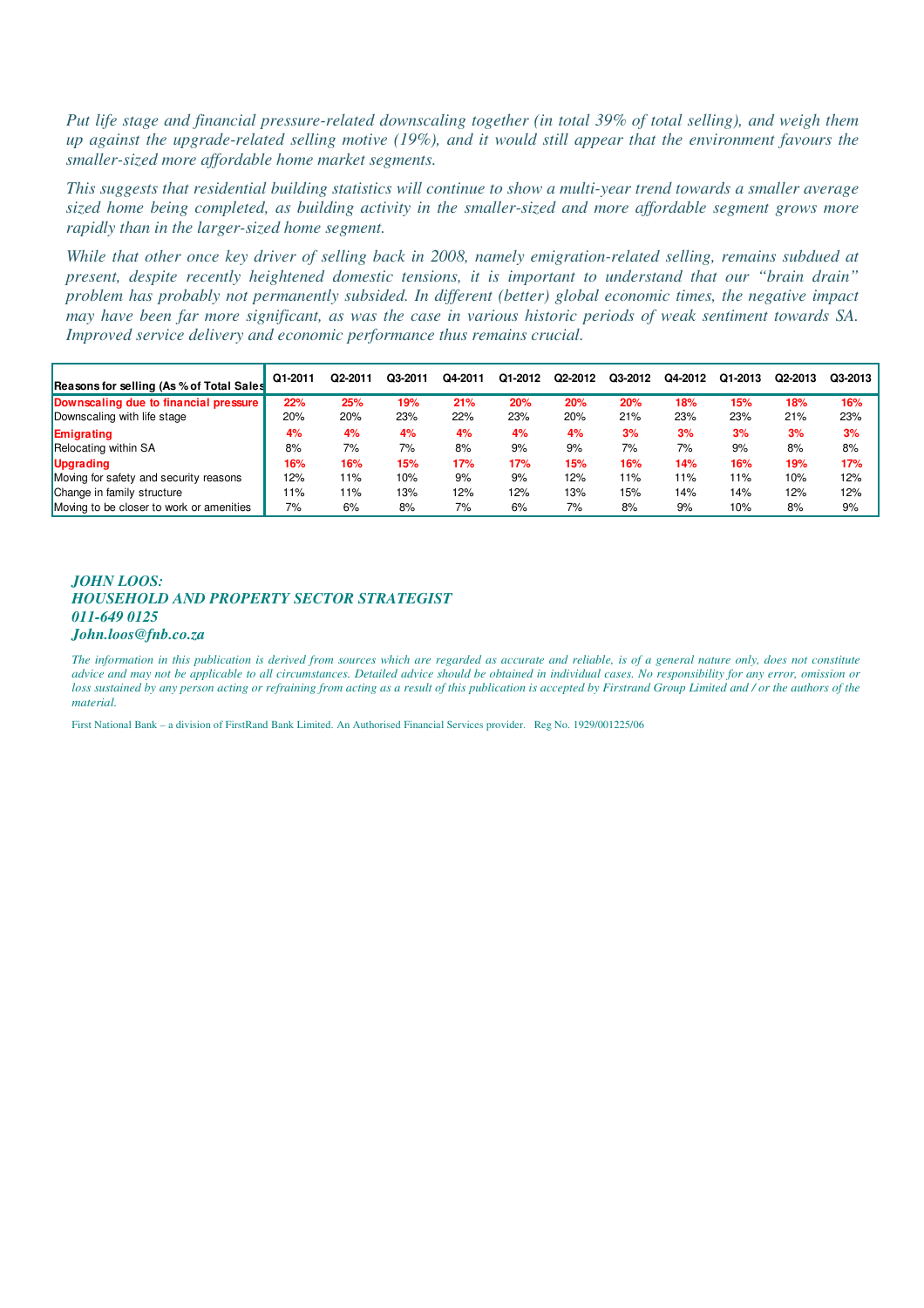*Put life stage and financial pressure-related downscaling together (in total 39% of total selling), and weigh them up against the upgrade-related selling motive (19%), and it would still appear that the environment favours the smaller-sized more affordable home market segments.*

*This suggests that residential building statistics will continue to show a multi-year trend towards a smaller average sized home being completed, as building activity in the smaller-sized and more affordable segment grows more rapidly than in the larger-sized home segment.*

*While that other once key driver of selling back in 2008, namely emigration-related selling, remains subdued at present, despite recently heightened domestic tensions, it is important to understand that our "brain drain" problem has probably not permanently subsided. In different (better) global economic times, the negative impact may have been far more significant, as was the case in various historic periods of weak sentiment towards SA. Improved service delivery and economic performance thus remains crucial.*

| Reasons for selling (As % of Total Sales | Q1-2011 | Q2-2011 | Q3-2011 | Q4-2011 | Q1-2012 | Q2-2012 | Q3-2012 | Q4-2012 | Q1-2013 | Q2-2013 | Q3-2013 |
|---|---|---|---|---|---|---|---|---|---|---|---|
| **Downscaling due to financial pressure** | **22%** | **25%** | **19%** | **21%** | **20%** | **20%** | **20%** | **18%** | **15%** | **18%** | **16%** |
| Downscaling with life stage | 20% | 20% | 23% | 22% | 23% | 20% | 21% | 23% | 23% | 21% | 23% |
| **Emigrating** | **4%** | **4%** | **4%** | **4%** | **4%** | **4%** | **3%** | **3%** | **3%** | **3%** | **3%** |
| Relocating within SA | 8% | 7% | 7% | 8% | 9% | 9% | 7% | 7% | 9% | 8% | 8% |
| **Upgrading** | **16%** | **16%** | **15%** | **17%** | **17%** | **15%** | **16%** | **14%** | **16%** | **19%** | **17%** |
| Moving for safety and security reasons | 12% | 11% | 10% | 9% | 9% | 12% | 11% | 11% | 11% | 10% | 12% |
| Change in family structure | 11% | 11% | 13% | 12% | 12% | 13% | 15% | 14% | 14% | 12% | 12% |
| Moving to be closer to work or amenities | 7% | 6% | 8% | 7% | 6% | 7% | 8% | 9% | 10% | 8% | 9% |

***JOHN LOOS:***
***HOUSEHOLD AND PROPERTY SECTOR STRATEGIST***
***011-649 0125***
***John.loos@fnb.co.za***

*The information in this publication is derived from sources which are regarded as accurate and reliable, is of a general nature only, does not constitute advice and may not be applicable to all circumstances. Detailed advice should be obtained in individual cases. No responsibility for any error, omission or loss sustained by any person acting or refraining from acting as a result of this publication is accepted by Firstrand Group Limited and / or the authors of the material.*

First National Bank – a division of FirstRand Bank Limited. An Authorised Financial Services provider. Reg No. 1929/001225/06